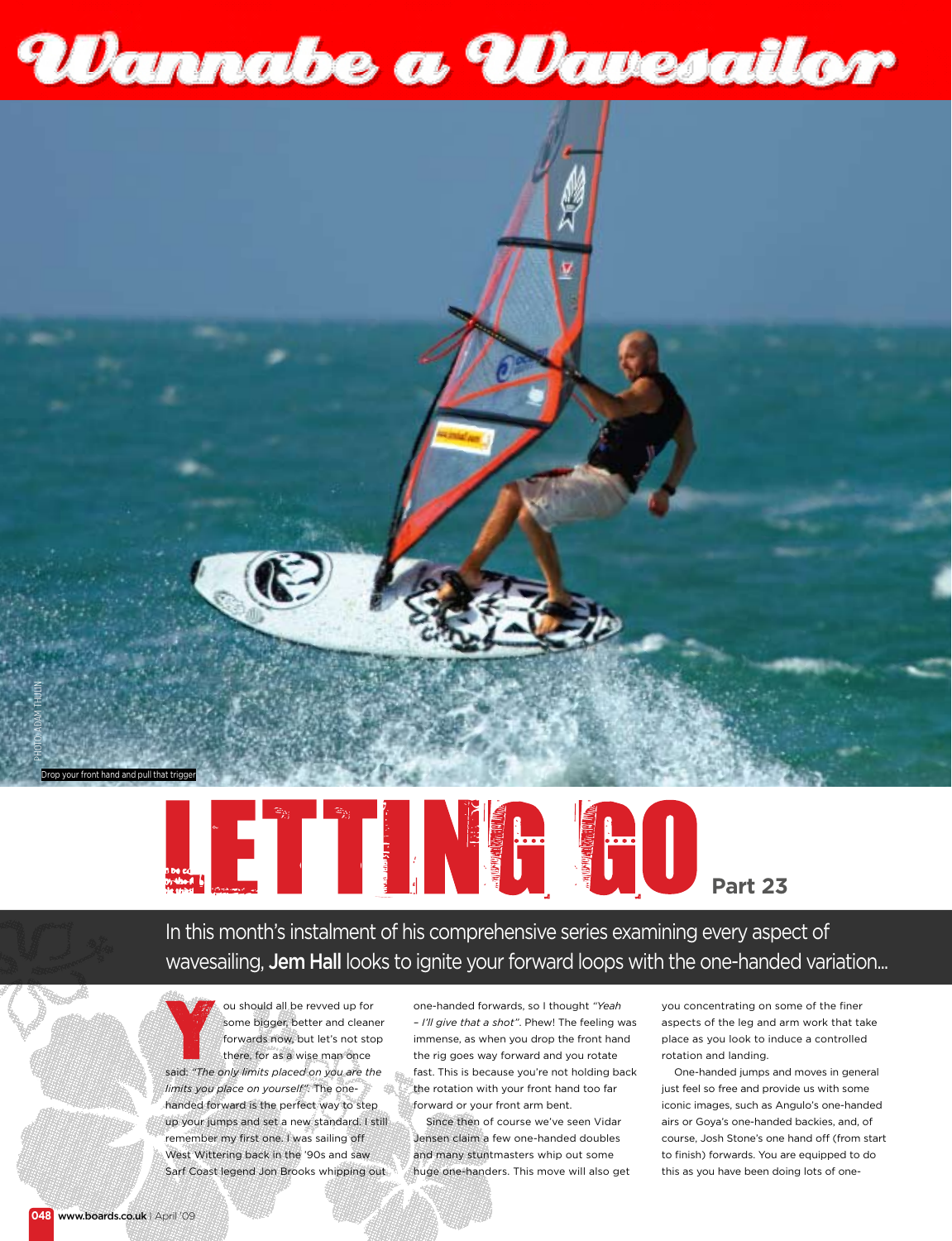# Wannabe a Wavesailor

PHOTO: ADAM THULIN

Drop your front hand and pull that trigger

# LETTING GO

Part 23

In this month's instalment of his comprehensive series examining every aspect of wavesailing, **Jem Hall** looks to ignite your forward loops with the one-handed variation...

You should all be revved up for some bigger, better and cleaner forwards now, but let's not stop there, for as a wise man once said: *"The only limits placed on you are the limits you place on yourself"*. The one-handed forward is the perfect way to step up your jumps and set a new standard. I still remember my first one. I was sailing off West Wittering back in the '90s and saw Sarf Coast legend Jon Brooks whipping out one-handed forwards, so I thought *"Yeah – I'll give that a shot"*. Phew! The feeling was immense, as when you drop the front hand the rig goes way forward and you rotate fast. This is because you're not holding back the rotation with your front hand too far forward or your front arm bent.

Since then of course we've seen Vidar Jensen claim a few one-handed doubles and many stuntmasters whip out some huge one-handers. This move will also get you concentrating on some of the finer aspects of the leg and arm work that take place as you look to induce a controlled rotation and landing.

One-handed jumps and moves in general just feel so free and provide us with some iconic images, such as Angulo's one-handed airs or Goya's one-handed backies, and, of course, Josh Stone's one hand off (from start to finish) forwards. You are equipped to do this as you have been doing lots of one-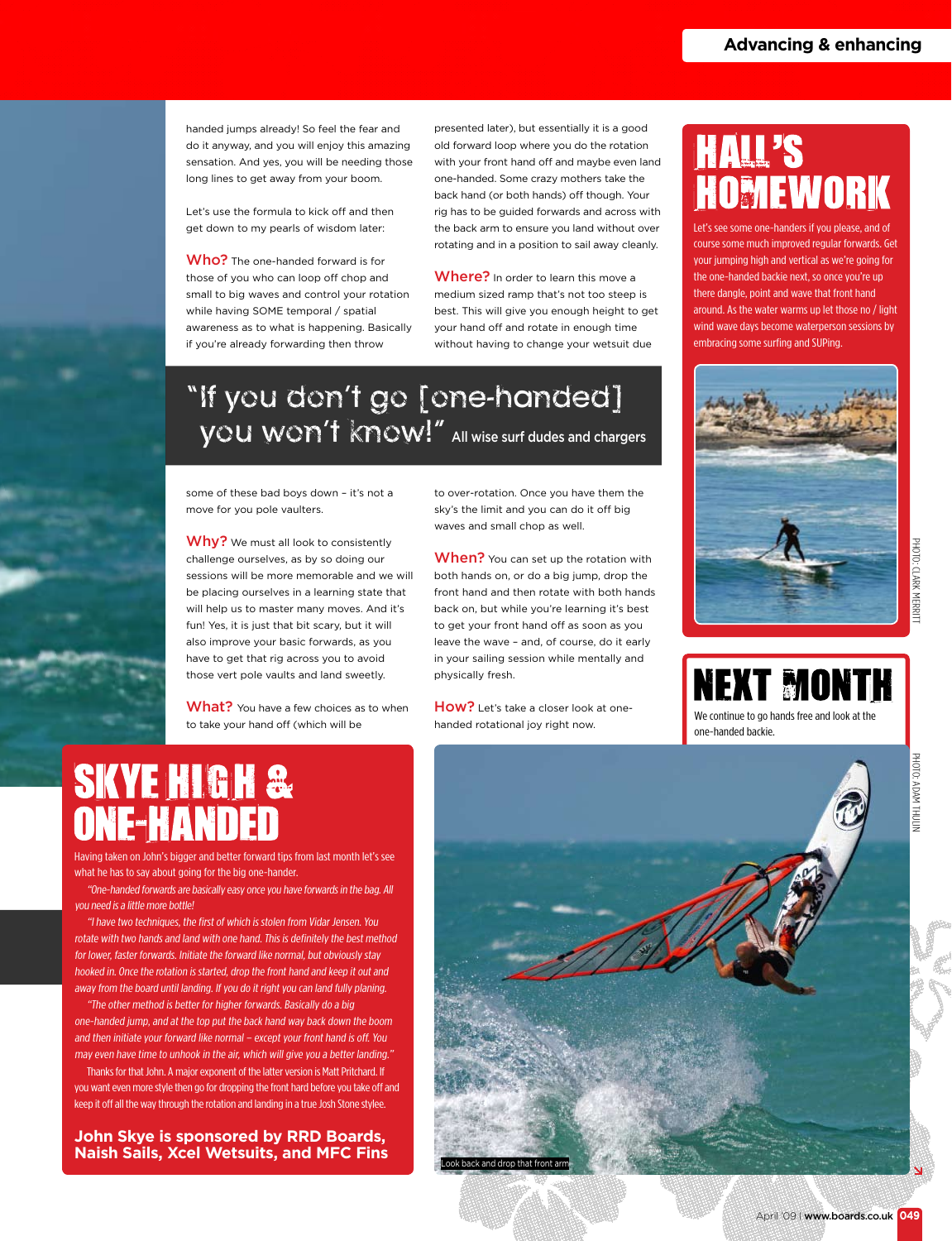handed jumps already! So feel the fear and do it anyway, and you will enjoy this amazing sensation. And yes, you will be needing those long lines to get away from your boom.

Let's use the formula to kick off and then get down to my pearls of wisdom later:

**Who?** The one-handed forward is for those of you who can loop off chop and small to big waves and control your rotation while having SOME temporal / spatial awareness as to what is happening. Basically if you're already forwarding then throw some of these bad boys down – it's not a move for you pole vaulters.

**Why?** We must all look to consistently challenge ourselves, as by so doing our sessions will be more memorable and we will be placing ourselves in a learning state that will help us to master many moves. And it's fun! Yes, it is just that bit scary, but it will also improve your basic forwards, as you have to get that rig across you to avoid those vert pole vaults and land sweetly.

**What?** You have a few choices as to when to take your hand off (which will be presented later), but essentially it is a good old forward loop where you do the rotation with your front hand off and maybe even land one-handed. Some crazy mothers take the back hand (or both hands) off though. Your rig has to be guided forwards and across with the back arm to ensure you land without over rotating and in a position to sail away cleanly.

**Where?** In order to learn this move a medium sized ramp that's not too steep is best. This will give you enough height to get your hand off and rotate in enough time without having to change your wetsuit due to over-rotation. Once you have them the sky's the limit and you can do it off big waves and small chop as well.

**When?** You can set up the rotation with both hands on, or do a big jump, drop the front hand and then rotate with both hands back on, but while you're learning it's best to get your front hand off as soon as you leave the wave – and, of course, do it early in your sailing session while mentally and physically fresh.

**How?** Let's take a closer look at one-handed rotational joy right now.

> "If you don't go [one-handed] you won't know!" All wise surf dudes and chargers

## HALL'S HOMEWORK

Let's see some one-handers if you please, and of course some much improved regular forwards. Get your jumping high and vertical as we're going for the one-handed backie next, so once you're up there dangle, point and wave that front hand around. As the water warms up let those no / light wind wave days become waterperson sessions by embracing some surfing and SUPing.

PHOTO: CLARK MERRITT

## NEXT MONTH

We continue to go hands free and look at the one-handed backie.

## SKYE HIGH & ONE-HANDED

Having taken on John's bigger and better forward tips from last month let's see what he has to say about going for the big one-hander.

*"One-handed forwards are basically easy once you have forwards in the bag. All you need is a little more bottle!*

*"I have two techniques, the first of which is stolen from Vidar Jensen. You rotate with two hands and land with one hand. This is definitely the best method for lower, faster forwards. Initiate the forward like normal, but obviously stay hooked in. Once the rotation is started, drop the front hand and keep it out and away from the board until landing. If you do it right you can land fully planing.*

*"The other method is better for higher forwards. Basically do a big one-handed jump, and at the top put the back hand way back down the boom and then initiate your forward like normal – except your front hand is off. You may even have time to unhook in the air, which will give you a better landing."*

Thanks for that John. A major exponent of the latter version is Matt Pritchard. If you want even more style then go for dropping the front hand before you take off and keep it off all the way through the rotation and landing in a true Josh Stone stylee.

**John Skye is sponsored by RRD Boards, Naish Sails, Xcel Wetsuits, and MFC Fins**

Look back and drop that front arm

PHOTO: ADAM THULIN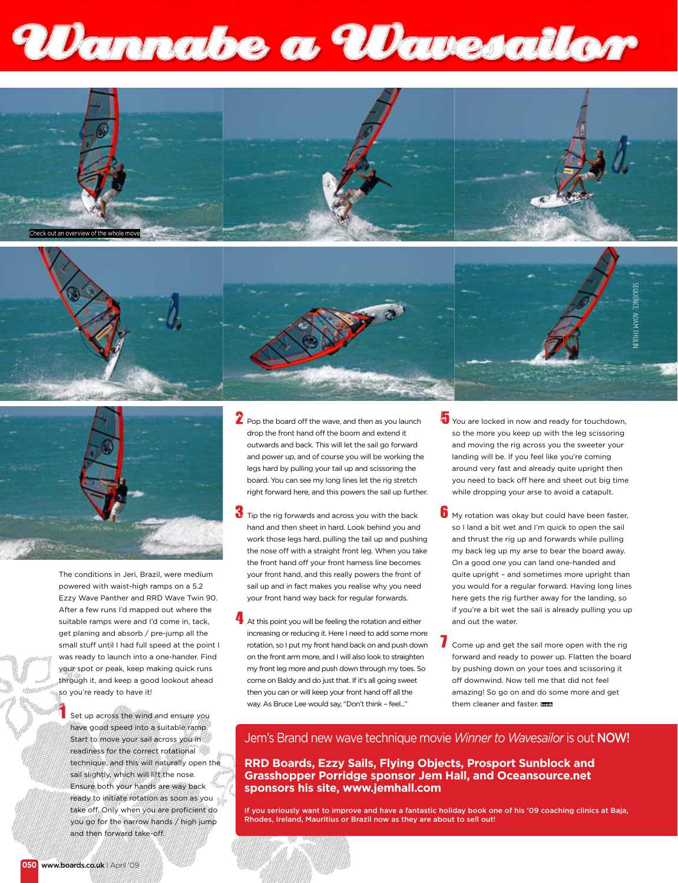# Wannabe a Wavesailor

Check out an overview of the whole move

SEQUENCE: ADAM THULIN

The conditions in Jeri, Brazil, were medium powered with waist-high ramps on a 5.2 Ezzy Wave Panther and RRD Wave Twin 90. After a few runs I'd mapped out where the suitable ramps were and I'd come in, tack, get planing and absorb / pre-jump all the small stuff until I had full speed at the point I was ready to launch into a one-hander. Find your spot or peak, keep making quick runs through it, and keep a good lookout ahead so you're ready to have it!

**1** Set up across the wind and ensure you have good speed into a suitable ramp. Start to move your sail across you in readiness for the correct rotational technique, and this will naturally open the sail slightly, which will lift the nose. Ensure both your hands are way back ready to initiate rotation as soon as you take off. Only when you are proficient do you go for the narrow hands / high jump and then forward take-off.

**2** Pop the board off the wave, and then as you launch drop the front hand off the boom and extend it outwards and back. This will let the sail go forward and power up, and of course you will be working the legs hard by pulling your tail up and scissoring the board. You can see my long lines let the rig stretch right forward here, and this powers the sail up further.

**3** Tip the rig forwards and across you with the back hand and then sheet in hard. Look behind you and work those legs hard, pulling the tail up and pushing the nose off with a straight front leg. When you take the front hand off your front harness line becomes your front hand, and this really powers the front of sail up and in fact makes you realise why you need your front hand way back for regular forwards.

**4** At this point you will be feeling the rotation and either increasing or reducing it. Here I need to add some more rotation, so I put my front hand back on and push down on the front arm more, and I will also look to straighten my front leg more and push down through my toes. So come on Baldy and do just that. If it's all going sweet then you can or will keep your front hand off all the way. As Bruce Lee would say, "Don't think – feel..."

**5** You are locked in now and ready for touchdown, so the more you keep up with the leg scissoring and moving the rig across you the sweeter your landing will be. If you feel like you're coming around very fast and already quite upright then you need to back off here and sheet out big time while dropping your arse to avoid a catapult.

**6** My rotation was okay but could have been faster, so I land a bit wet and I'm quick to open the sail and thrust the rig up and forwards while pulling my back leg up my arse to bear the board away. On a good one you can land one-handed and quite upright – and sometimes more upright than you would for a regular forward. Having long lines here gets the rig further away for the landing, so if you're a bit wet the sail is already pulling you up and out the water.

**7** Come up and get the sail more open with the rig forward and ready to power up. Flatten the board by pushing down on your toes and scissoring it off downwind. Now tell me that did not feel amazing! So go on and do some more and get them cleaner and faster.

Jem's Brand new wave technique movie *Winner to Wavesailor* is out **NOW!**

**RRD Boards, Ezzy Sails, Flying Objects, Prosport Sunblock and Grasshopper Porridge sponsor Jem Hall, and Oceansource.net sponsors his site, www.jemhall.com**

**If you seriously want to improve and have a fantastic holiday book one of his '09 coaching clinics at Baja, Rhodes, Ireland, Mauritius or Brazil now as they are about to sell out!**